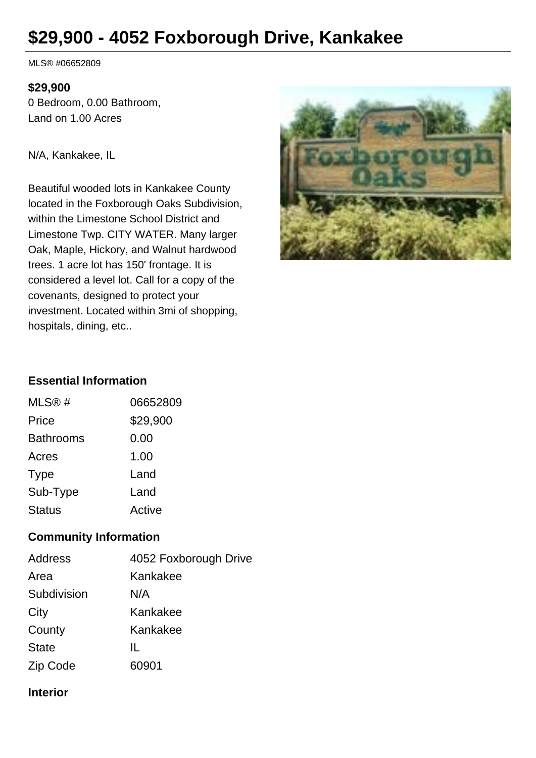# $29,900 - 4052 Foxborough Drive, Kankakee

MLS® #06652809

**$29,900**
0 Bedroom, 0.00 Bathroom,
Land on 1.00 Acres

N/A, Kankakee, IL

Beautiful wooded lots in Kankakee County located in the Foxborough Oaks Subdivision, within the Limestone School District and Limestone Twp. CITY WATER. Many larger Oak, Maple, Hickory, and Walnut hardwood trees. 1 acre lot has 150' frontage. It is considered a level lot. Call for a copy of the covenants, designed to protect your investment. Located within 3mi of shopping, hospitals, dining, etc..

### Essential Information

| | |
|---|---|
| MLS® # | 06652809 |
| Price | $29,900 |
| Bathrooms | 0.00 |
| Acres | 1.00 |
| Type | Land |
| Sub-Type | Land |
| Status | Active |

### Community Information

| | |
|---|---|
| Address | 4052 Foxborough Drive |
| Area | Kankakee |
| Subdivision | N/A |
| City | Kankakee |
| County | Kankakee |
| State | IL |
| Zip Code | 60901 |

### Interior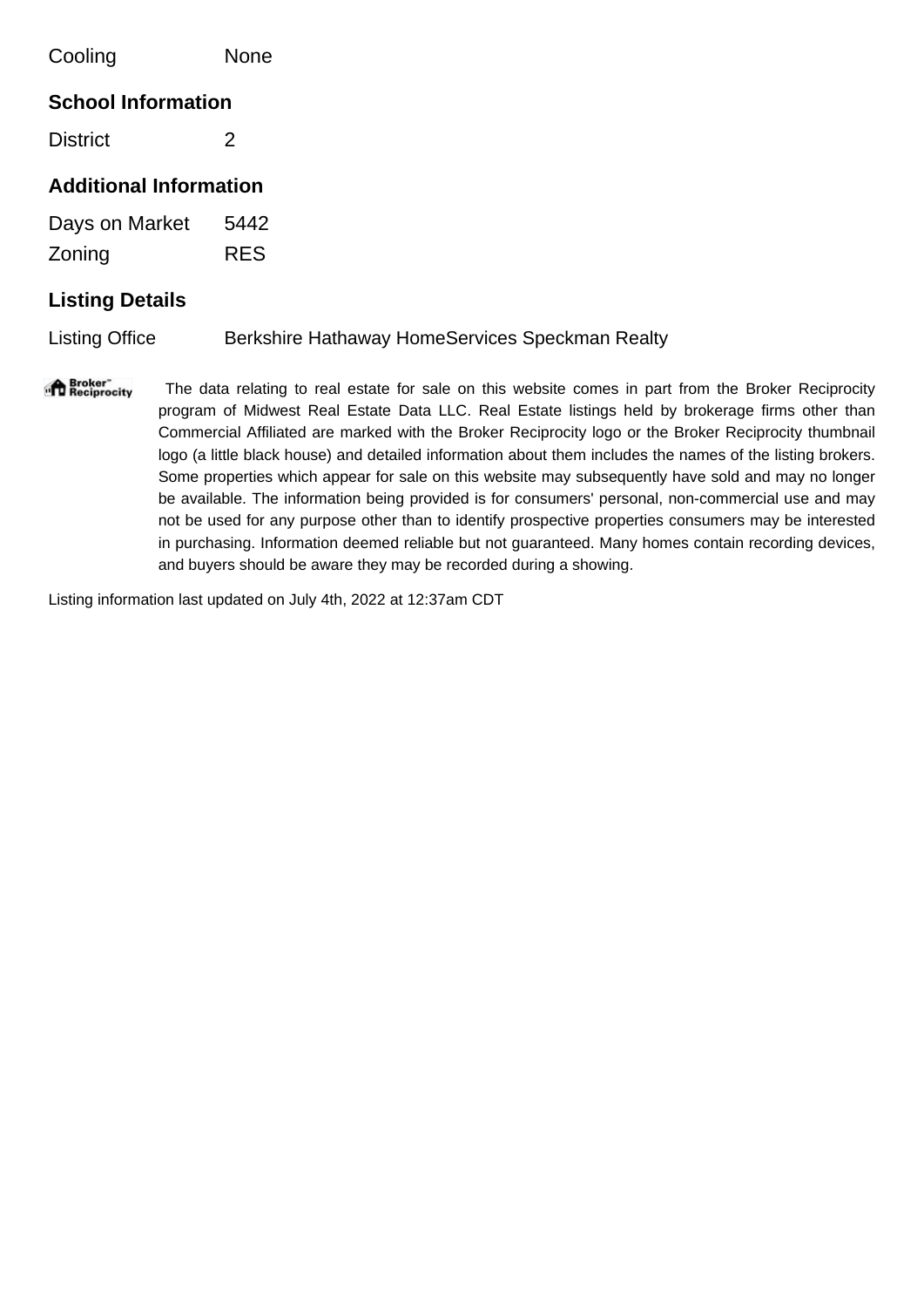| | |
|---|---|
| Cooling | None |

## School Information

| | |
|---|---|
| District | 2 |

## Additional Information

| | |
|---|---|
| Days on Market | 5442 |
| Zoning | RES |

## Listing Details

| | |
|---|---|
| Listing Office | Berkshire Hathaway HomeServices Speckman Realty |

The data relating to real estate for sale on this website comes in part from the Broker Reciprocity program of Midwest Real Estate Data LLC. Real Estate listings held by brokerage firms other than Commercial Affiliated are marked with the Broker Reciprocity logo or the Broker Reciprocity thumbnail logo (a little black house) and detailed information about them includes the names of the listing brokers. Some properties which appear for sale on this website may subsequently have sold and may no longer be available. The information being provided is for consumers' personal, non-commercial use and may not be used for any purpose other than to identify prospective properties consumers may be interested in purchasing. Information deemed reliable but not guaranteed. Many homes contain recording devices, and buyers should be aware they may be recorded during a showing.

Listing information last updated on July 4th, 2022 at 12:37am CDT